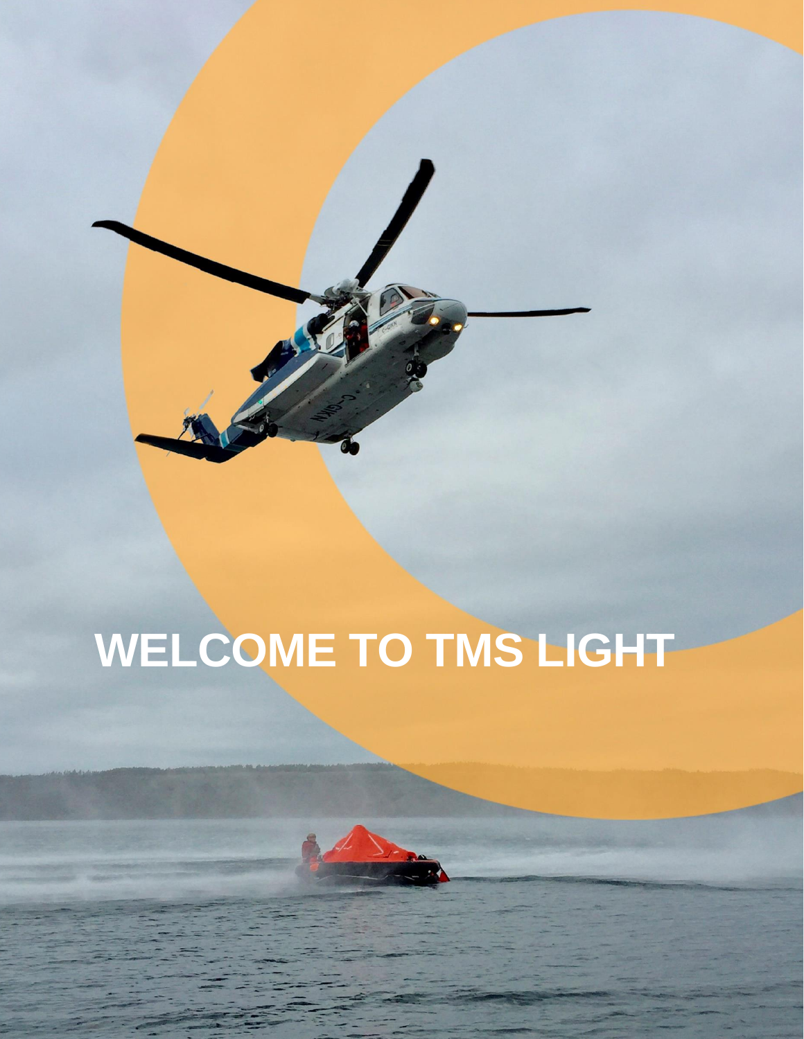# WELCOME TO TMS LIGHT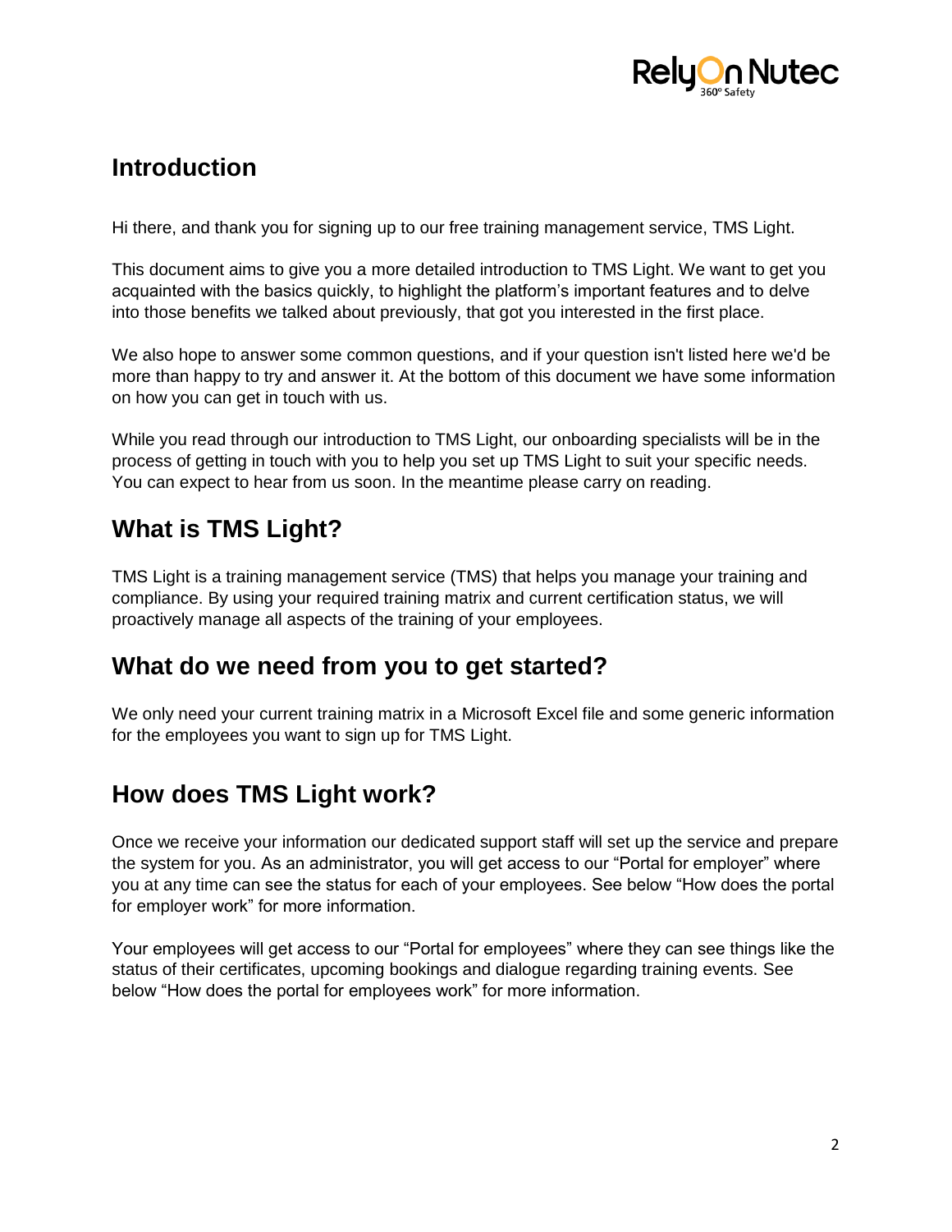## Introduction

Hi there, and thank you for signing up to our free training management service, TMS Light.

This document aims to give you a more detailed introduction to TMS Light. We want to get you acquainted with the basics quickly, to highlight the platform's important features and to delve into those benefits we talked about previously, that got you interested in the first place.

We also hope to answer some common questions, and if your question isn't listed here we'd be more than happy to try and answer it. At the bottom of this document we have some information on how you can get in touch with us.

While you read through our introduction to TMS Light, our onboarding specialists will be in the process of getting in touch with you to help you set up TMS Light to suit your specific needs. You can expect to hear from us soon. In the meantime please carry on reading.

## What is TMS Light?

TMS Light is a training management service (TMS) that helps you manage your training and compliance. By using your required training matrix and current certification status, we will proactively manage all aspects of the training of your employees.

## What do we need from you to get started?

We only need your current training matrix in a Microsoft Excel file and some generic information for the employees you want to sign up for TMS Light.

## How does TMS Light work?

Once we receive your information our dedicated support staff will set up the service and prepare the system for you. As an administrator, you will get access to our "Portal for employer" where you at any time can see the status for each of your employees. See below "How does the portal for employer work" for more information.

Your employees will get access to our "Portal for employees" where they can see things like the status of their certificates, upcoming bookings and dialogue regarding training events. See below "How does the portal for employees work" for more information.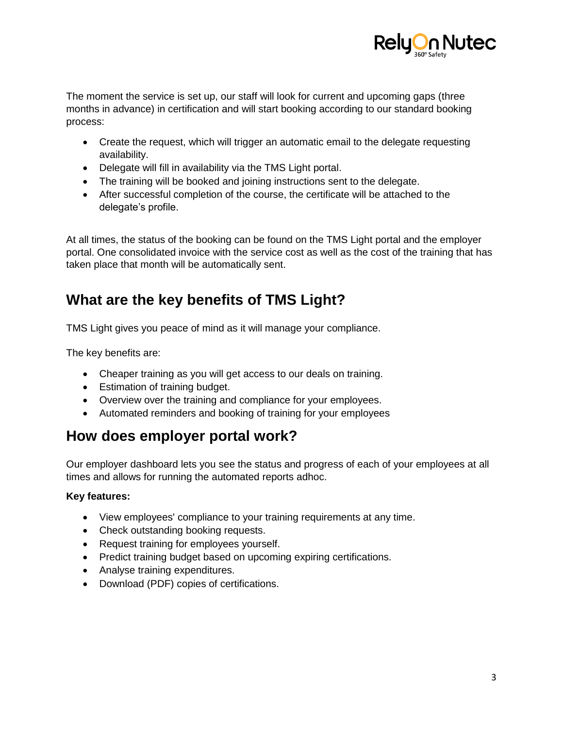The moment the service is set up, our staff will look for current and upcoming gaps (three months in advance) in certification and will start booking according to our standard booking process:

- Create the request, which will trigger an automatic email to the delegate requesting availability.
- Delegate will fill in availability via the TMS Light portal.
- The training will be booked and joining instructions sent to the delegate.
- After successful completion of the course, the certificate will be attached to the delegate's profile.

At all times, the status of the booking can be found on the TMS Light portal and the employer portal. One consolidated invoice with the service cost as well as the cost of the training that has taken place that month will be automatically sent.

## What are the key benefits of TMS Light?

TMS Light gives you peace of mind as it will manage your compliance.

The key benefits are:

- Cheaper training as you will get access to our deals on training.
- Estimation of training budget.
- Overview over the training and compliance for your employees.
- Automated reminders and booking of training for your employees

## How does employer portal work?

Our employer dashboard lets you see the status and progress of each of your employees at all times and allows for running the automated reports adhoc.

**Key features:**

- View employees' compliance to your training requirements at any time.
- Check outstanding booking requests.
- Request training for employees yourself.
- Predict training budget based on upcoming expiring certifications.
- Analyse training expenditures.
- Download (PDF) copies of certifications.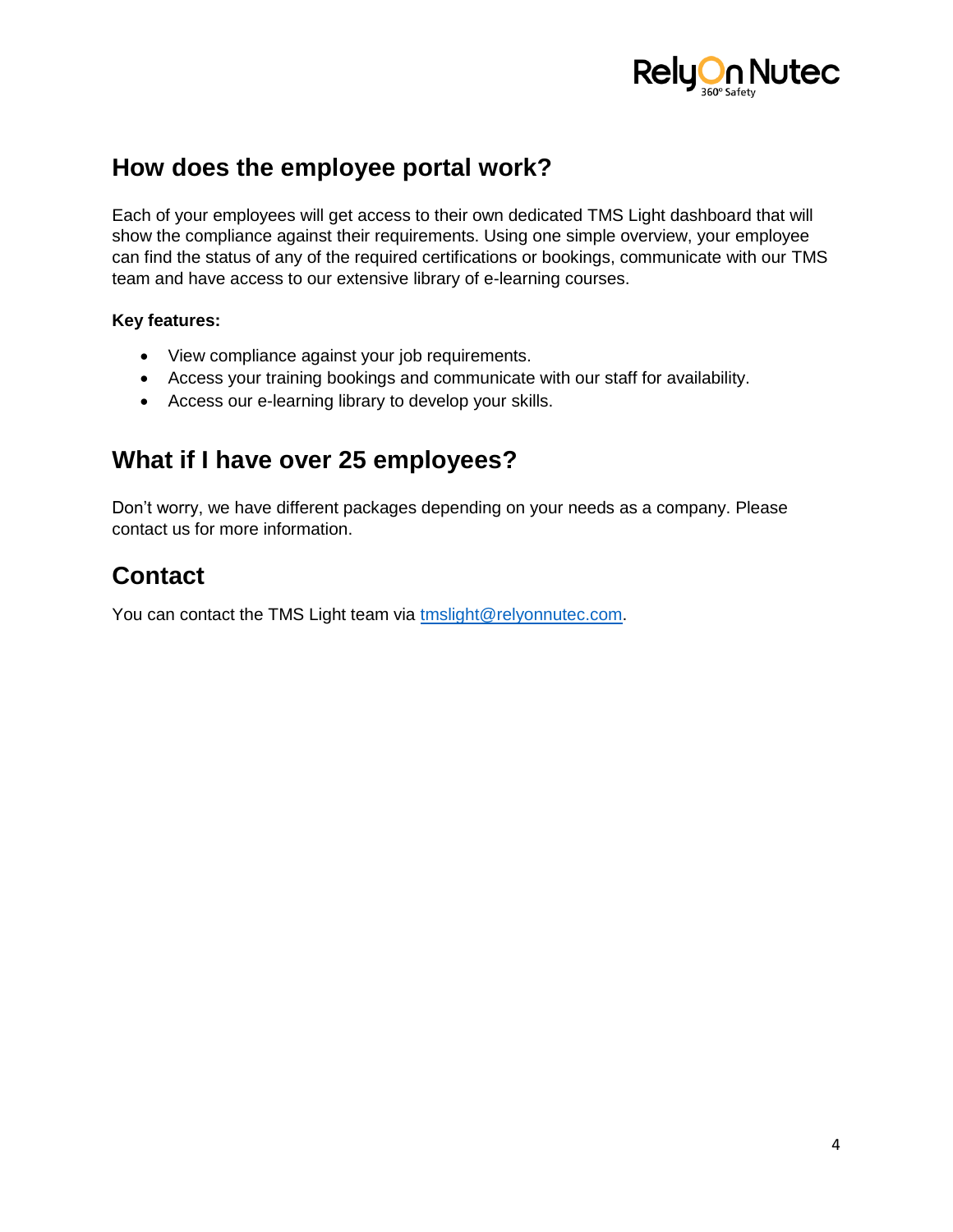## How does the employee portal work?

Each of your employees will get access to their own dedicated TMS Light dashboard that will show the compliance against their requirements. Using one simple overview, your employee can find the status of any of the required certifications or bookings, communicate with our TMS team and have access to our extensive library of e-learning courses.

**Key features:**

- View compliance against your job requirements.
- Access your training bookings and communicate with our staff for availability.
- Access our e-learning library to develop your skills.

## What if I have over 25 employees?

Don't worry, we have different packages depending on your needs as a company. Please contact us for more information.

## Contact

You can contact the TMS Light team via tmslight@relyonnutec.com.